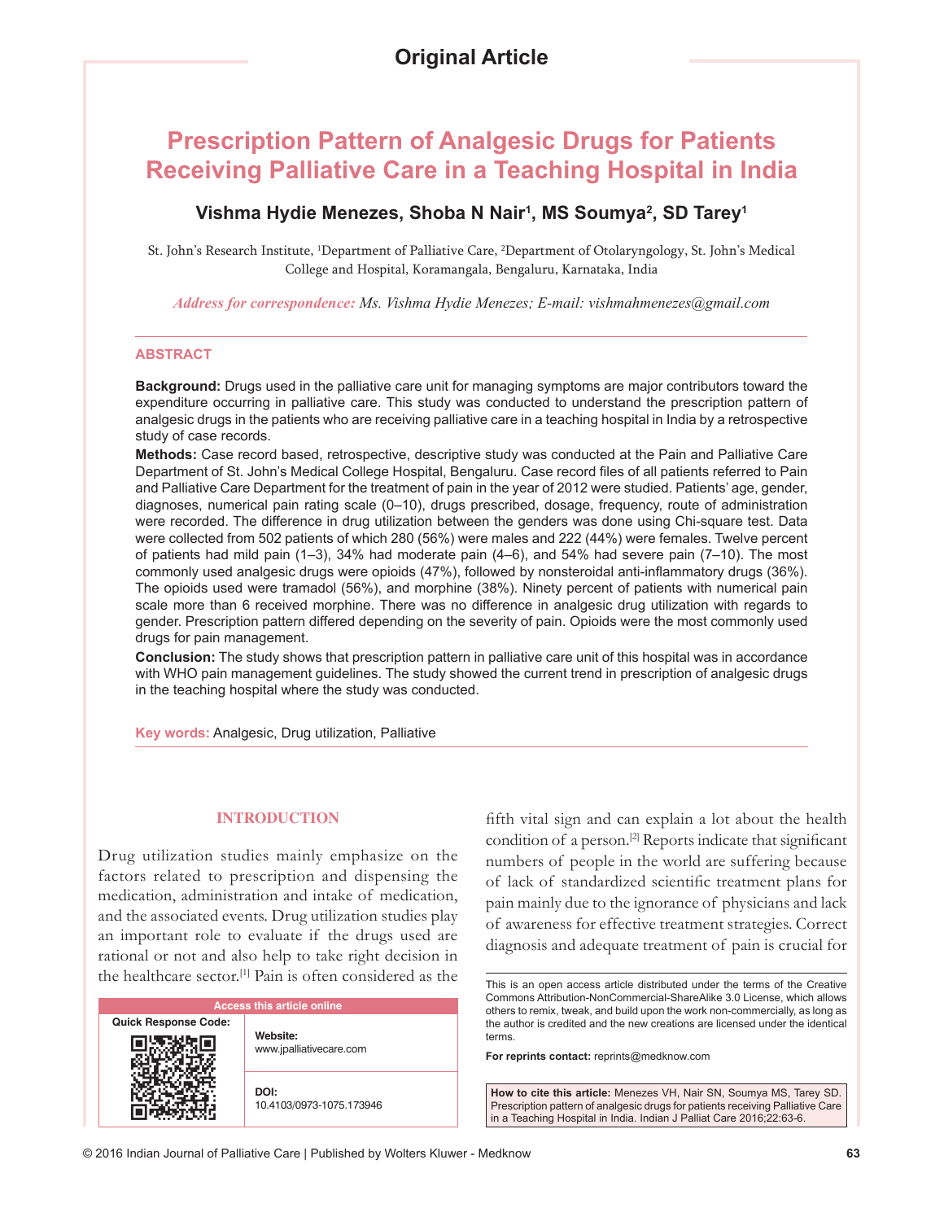Original Article

# Prescription Pattern of Analgesic Drugs for Patients Receiving Palliative Care in a Teaching Hospital in India

**Vishma Hydie Menezes, Shoba N Nair[1], MS Soumya[2], SD Tarey[1]**

St. John's Research Institute, [1]Department of Palliative Care, [2]Department of Otolaryngology, St. John's Medical College and Hospital, Koramangala, Bengaluru, Karnataka, India

*Address for correspondence: Ms. Vishma Hydie Menezes; E-mail: vishmahmenezes@gmail.com*

## ABSTRACT

**Background:** Drugs used in the palliative care unit for managing symptoms are major contributors toward the expenditure occurring in palliative care. This study was conducted to understand the prescription pattern of analgesic drugs in the patients who are receiving palliative care in a teaching hospital in India by a retrospective study of case records.

**Methods:** Case record based, retrospective, descriptive study was conducted at the Pain and Palliative Care Department of St. John's Medical College Hospital, Bengaluru. Case record files of all patients referred to Pain and Palliative Care Department for the treatment of pain in the year of 2012 were studied. Patients' age, gender, diagnoses, numerical pain rating scale (0–10), drugs prescribed, dosage, frequency, route of administration were recorded. The difference in drug utilization between the genders was done using Chi-square test. Data were collected from 502 patients of which 280 (56%) were males and 222 (44%) were females. Twelve percent of patients had mild pain (1–3), 34% had moderate pain (4–6), and 54% had severe pain (7–10). The most commonly used analgesic drugs were opioids (47%), followed by nonsteroidal anti-inflammatory drugs (36%). The opioids used were tramadol (56%), and morphine (38%). Ninety percent of patients with numerical pain scale more than 6 received morphine. There was no difference in analgesic drug utilization with regards to gender. Prescription pattern differed depending on the severity of pain. Opioids were the most commonly used drugs for pain management.

**Conclusion:** The study shows that prescription pattern in palliative care unit of this hospital was in accordance with WHO pain management guidelines. The study showed the current trend in prescription of analgesic drugs in the teaching hospital where the study was conducted.

**Key words:** Analgesic, Drug utilization, Palliative

## INTRODUCTION

Drug utilization studies mainly emphasize on the factors related to prescription and dispensing the medication, administration and intake of medication, and the associated events. Drug utilization studies play an important role to evaluate if the drugs used are rational or not and also help to take right decision in the healthcare sector.[1] Pain is often considered as the fifth vital sign and can explain a lot about the health condition of a person.[2] Reports indicate that significant numbers of people in the world are suffering because of lack of standardized scientific treatment plans for pain mainly due to the ignorance of physicians and lack of awareness for effective treatment strategies. Correct diagnosis and adequate treatment of pain is crucial for

| Access this article online | |
|---|---|
| Quick Response Code: | **Website:** www.jpalliativecare.com |
| | **DOI:** 10.4103/0973-1075.173946 |

This is an open access article distributed under the terms of the Creative Commons Attribution-NonCommercial-ShareAlike 3.0 License, which allows others to remix, tweak, and build upon the work non-commercially, as long as the author is credited and the new creations are licensed under the identical terms.

**For reprints contact:** reprints@medknow.com

**How to cite this article:** Menezes VH, Nair SN, Soumya MS, Tarey SD. Prescription pattern of analgesic drugs for patients receiving Palliative Care in a Teaching Hospital in India. Indian J Palliat Care 2016;22:63-6.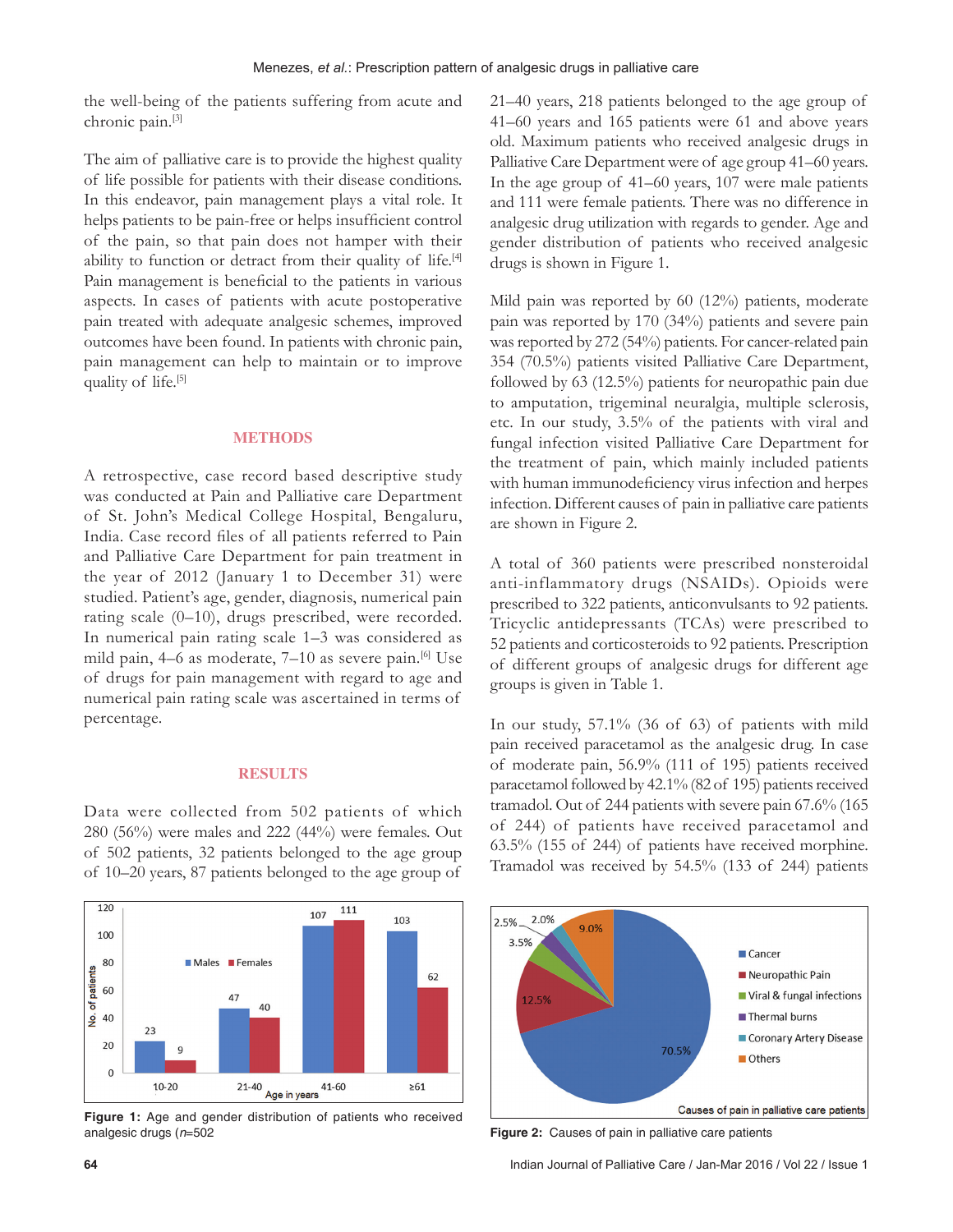the well-being of the patients suffering from acute and chronic pain.[3]

The aim of palliative care is to provide the highest quality of life possible for patients with their disease conditions. In this endeavor, pain management plays a vital role. It helps patients to be pain-free or helps insufficient control of the pain, so that pain does not hamper with their ability to function or detract from their quality of life.[4] Pain management is beneficial to the patients in various aspects. In cases of patients with acute postoperative pain treated with adequate analgesic schemes, improved outcomes have been found. In patients with chronic pain, pain management can help to maintain or to improve quality of life.[5]

## METHODS

A retrospective, case record based descriptive study was conducted at Pain and Palliative care Department of St. John's Medical College Hospital, Bengaluru, India. Case record files of all patients referred to Pain and Palliative Care Department for pain treatment in the year of 2012 (January 1 to December 31) were studied. Patient's age, gender, diagnosis, numerical pain rating scale (0–10), drugs prescribed, were recorded. In numerical pain rating scale 1–3 was considered as mild pain, 4–6 as moderate, 7–10 as severe pain.[6] Use of drugs for pain management with regard to age and numerical pain rating scale was ascertained in terms of percentage.

## RESULTS

Data were collected from 502 patients of which 280 (56%) were males and 222 (44%) were females. Out of 502 patients, 32 patients belonged to the age group of 10–20 years, 87 patients belonged to the age group of 21–40 years, 218 patients belonged to the age group of 41–60 years and 165 patients were 61 and above years old. Maximum patients who received analgesic drugs in Palliative Care Department were of age group 41–60 years. In the age group of 41–60 years, 107 were male patients and 111 were female patients. There was no difference in analgesic drug utilization with regards to gender. Age and gender distribution of patients who received analgesic drugs is shown in Figure 1.

Mild pain was reported by 60 (12%) patients, moderate pain was reported by 170 (34%) patients and severe pain was reported by 272 (54%) patients. For cancer-related pain 354 (70.5%) patients visited Palliative Care Department, followed by 63 (12.5%) patients for neuropathic pain due to amputation, trigeminal neuralgia, multiple sclerosis, etc. In our study, 3.5% of the patients with viral and fungal infection visited Palliative Care Department for the treatment of pain, which mainly included patients with human immunodeficiency virus infection and herpes infection. Different causes of pain in palliative care patients are shown in Figure 2.

A total of 360 patients were prescribed nonsteroidal anti-inflammatory drugs (NSAIDs). Opioids were prescribed to 322 patients, anticonvulsants to 92 patients. Tricyclic antidepressants (TCAs) were prescribed to 52 patients and corticosteroids to 92 patients. Prescription of different groups of analgesic drugs for different age groups is given in Table 1.

In our study, 57.1% (36 of 63) of patients with mild pain received paracetamol as the analgesic drug. In case of moderate pain, 56.9% (111 of 195) patients received paracetamol followed by 42.1% (82 of 195) patients received tramadol. Out of 244 patients with severe pain 67.6% (165 of 244) of patients have received paracetamol and 63.5% (155 of 244) of patients have received morphine. Tramadol was received by 54.5% (133 of 244) patients

Figure 1: Age and gender distribution of patients who received analgesic drugs (*n*=502

Figure 2: Causes of pain in palliative care patients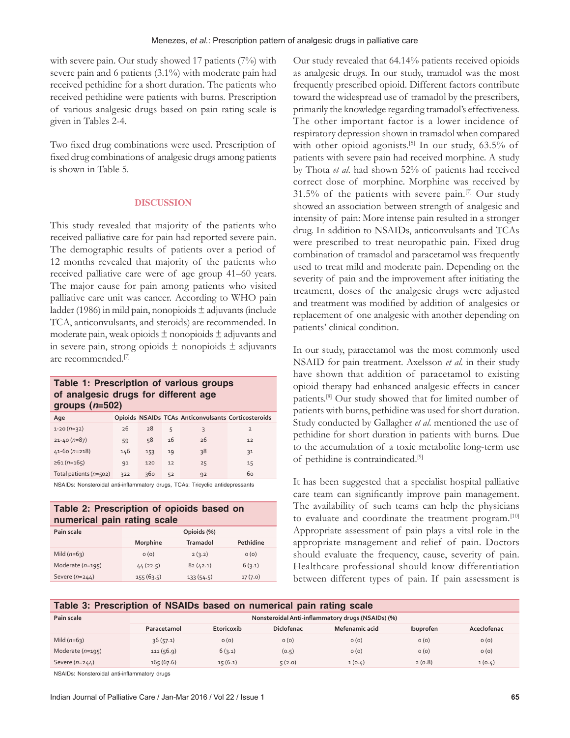with severe pain. Our study showed 17 patients (7%) with severe pain and 6 patients (3.1%) with moderate pain had received pethidine for a short duration. The patients who received pethidine were patients with burns. Prescription of various analgesic drugs based on pain rating scale is given in Tables 2-4.

Two fixed drug combinations were used. Prescription of fixed drug combinations of analgesic drugs among patients is shown in Table 5.

## DISCUSSION

This study revealed that majority of the patients who received palliative care for pain had reported severe pain. The demographic results of patients over a period of 12 months revealed that majority of the patients who received palliative care were of age group 41–60 years. The major cause for pain among patients who visited palliative care unit was cancer. According to WHO pain ladder (1986) in mild pain, nonopioids ± adjuvants (include TCA, anticonvulsants, and steroids) are recommended. In moderate pain, weak opioids ± nonopioids ± adjuvants and in severe pain, strong opioids ± nonopioids ± adjuvants are recommended.[7]

**Table 1: Prescription of various groups of analgesic drugs for different age groups (*n*=502)**

| Age | Opioids | NSAIDs | TCAs | Anticonvulsants | Corticosteroids |
|---|---|---|---|---|---|
| 1-20 (*n*=32) | 26 | 28 | 5 | 3 | 2 |
| 21-40 (*n*=87) | 59 | 58 | 16 | 26 | 12 |
| 41-60 (*n*=218) | 146 | 153 | 19 | 38 | 31 |
| ≥61 (*n*=165) | 91 | 120 | 12 | 25 | 15 |
| Total patients (*n*=502) | 322 | 360 | 52 | 92 | 60 |

NSAIDs: Nonsteroidal anti-inflammatory drugs, TCAs: Tricyclic antidepressants

**Table 2: Prescription of opioids based on numerical pain rating scale**

| Pain scale | Opioids (%) | | |
|---|---|---|---|
| | Morphine | Tramadol | Pethidine |
| Mild (*n*=63) | 0 (0) | 2 (3.2) | 0 (0) |
| Moderate (*n*=195) | 44 (22.5) | 82 (42.1) | 6 (3.1) |
| Severe (*n*=244) | 155 (63.5) | 133 (54.5) | 17 (7.0) |

Our study revealed that 64.14% patients received opioids as analgesic drugs. In our study, tramadol was the most frequently prescribed opioid. Different factors contribute toward the widespread use of tramadol by the prescribers, primarily the knowledge regarding tramadol's effectiveness. The other important factor is a lower incidence of respiratory depression shown in tramadol when compared with other opioid agonists.[5] In our study, 63.5% of patients with severe pain had received morphine. A study by Thota *et al.* had shown 52% of patients had received correct dose of morphine. Morphine was received by 31.5% of the patients with severe pain.[7] Our study showed an association between strength of analgesic and intensity of pain: More intense pain resulted in a stronger drug. In addition to NSAIDs, anticonvulsants and TCAs were prescribed to treat neuropathic pain. Fixed drug combination of tramadol and paracetamol was frequently used to treat mild and moderate pain. Depending on the severity of pain and the improvement after initiating the treatment, doses of the analgesic drugs were adjusted and treatment was modified by addition of analgesics or replacement of one analgesic with another depending on patients' clinical condition.

In our study, paracetamol was the most commonly used NSAID for pain treatment. Axelsson *et al.* in their study have shown that addition of paracetamol to existing opioid therapy had enhanced analgesic effects in cancer patients.[8] Our study showed that for limited number of patients with burns, pethidine was used for short duration. Study conducted by Gallagher *et al.* mentioned the use of pethidine for short duration in patients with burns. Due to the accumulation of a toxic metabolite long-term use of pethidine is contraindicated.[9]

It has been suggested that a specialist hospital palliative care team can significantly improve pain management. The availability of such teams can help the physicians to evaluate and coordinate the treatment program.[10] Appropriate assessment of pain plays a vital role in the appropriate management and relief of pain. Doctors should evaluate the frequency, cause, severity of pain. Healthcare professional should know differentiation between different types of pain. If pain assessment is

**Table 3: Prescription of NSAIDs based on numerical pain rating scale**

| Pain scale | Nonsteroidal Anti-inflammatory drugs (NSAIDs) (%) | | | | | |
|---|---|---|---|---|---|---|
| | Paracetamol | Etoricoxib | Diclofenac | Mefenamic acid | Ibuprofen | Aceclofenac |
| Mild (*n*=63) | 36 (57.1) | 0 (0) | 0 (0) | 0 (0) | 0 (0) | 0 (0) |
| Moderate (*n*=195) | 111 (56.9) | 6 (3.1) | (0.5) | 0 (0) | 0 (0) | 0 (0) |
| Severe (*n*=244) | 165 (67.6) | 15 (6.1) | 5 (2.0) | 1 (0.4) | 2 (0.8) | 1 (0.4) |

NSAIDs: Nonsteroidal anti-inflammatory drugs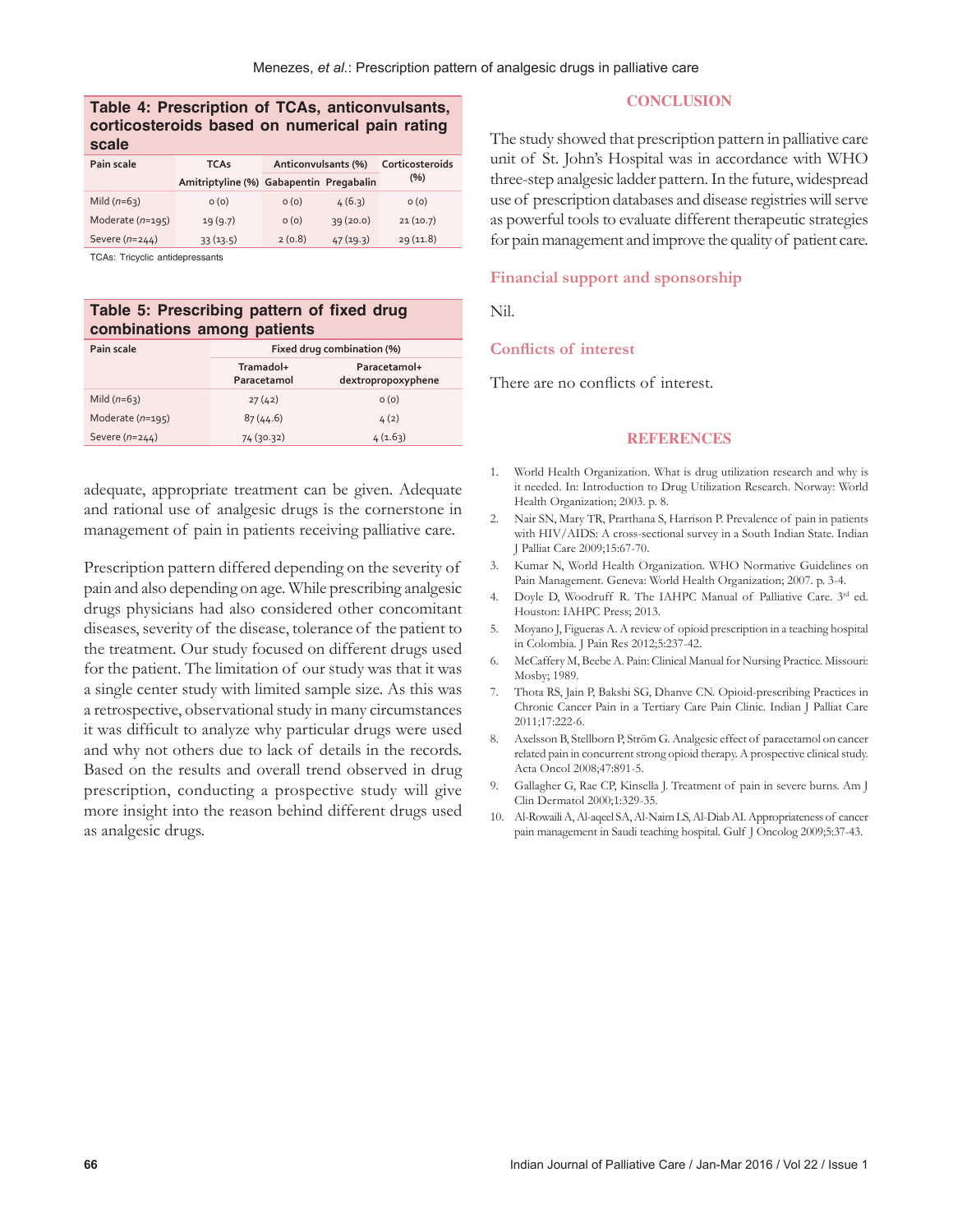**Table 4: Prescription of TCAs, anticonvulsants, corticosteroids based on numerical pain rating scale**

| Pain scale | TCAs | Anticonvulsants (%) | | Corticosteroids (%) |
|---|---|---|---|---|
| | Amitriptyline (%) | Gabapentin | Pregabalin | |
| Mild (*n*=63) | 0 (0) | 0 (0) | 4 (6.3) | 0 (0) |
| Moderate (*n*=195) | 19 (9.7) | 0 (0) | 39 (20.0) | 21 (10.7) |
| Severe (*n*=244) | 33 (13.5) | 2 (0.8) | 47 (19.3) | 29 (11.8) |

TCAs: Tricyclic antidepressants

**Table 5: Prescribing pattern of fixed drug combinations among patients**

| Pain scale | Fixed drug combination (%) | |
|---|---|---|
| | Tramadol+ Paracetamol | Paracetamol+ dextropropoxyphene |
| Mild (*n*=63) | 27 (42) | 0 (0) |
| Moderate (*n*=195) | 87 (44.6) | 4 (2) |
| Severe (*n*=244) | 74 (30.32) | 4 (1.63) |

adequate, appropriate treatment can be given. Adequate and rational use of analgesic drugs is the cornerstone in management of pain in patients receiving palliative care.

Prescription pattern differed depending on the severity of pain and also depending on age. While prescribing analgesic drugs physicians had also considered other concomitant diseases, severity of the disease, tolerance of the patient to the treatment. Our study focused on different drugs used for the patient. The limitation of our study was that it was a single center study with limited sample size. As this was a retrospective, observational study in many circumstances it was difficult to analyze why particular drugs were used and why not others due to lack of details in the records. Based on the results and overall trend observed in drug prescription, conducting a prospective study will give more insight into the reason behind different drugs used as analgesic drugs.

## CONCLUSION

The study showed that prescription pattern in palliative care unit of St. John's Hospital was in accordance with WHO three-step analgesic ladder pattern. In the future, widespread use of prescription databases and disease registries will serve as powerful tools to evaluate different therapeutic strategies for pain management and improve the quality of patient care.

### Financial support and sponsorship

Nil.

### Conflicts of interest

There are no conflicts of interest.

## REFERENCES

1. World Health Organization. What is drug utilization research and why is it needed. In: Introduction to Drug Utilization Research. Norway: World Health Organization; 2003. p. 8.
2. Nair SN, Mary TR, Prarthana S, Harrison P. Prevalence of pain in patients with HIV/AIDS: A cross-sectional survey in a South Indian State. Indian J Palliat Care 2009;15:67-70.
3. Kumar N, World Health Organization. WHO Normative Guidelines on Pain Management. Geneva: World Health Organization; 2007. p. 3-4.
4. Doyle D, Woodruff R. The IAHPC Manual of Palliative Care. 3rd ed. Houston: IAHPC Press; 2013.
5. Moyano J, Figueras A. A review of opioid prescription in a teaching hospital in Colombia. J Pain Res 2012;5:237-42.
6. McCaffery M, Beebe A. Pain: Clinical Manual for Nursing Practice. Missouri: Mosby; 1989.
7. Thota RS, Jain P, Bakshi SG, Dhanve CN. Opioid-prescribing Practices in Chronic Cancer Pain in a Tertiary Care Pain Clinic. Indian J Palliat Care 2011;17:222-6.
8. Axelsson B, Stellborn P, Ström G. Analgesic effect of paracetamol on cancer related pain in concurrent strong opioid therapy. A prospective clinical study. Acta Oncol 2008;47:891-5.
9. Gallagher G, Rae CP, Kinsella J. Treatment of pain in severe burns. Am J Clin Dermatol 2000;1:329-35.
10. Al-Rowaili A, Al-aqeel SA, Al-Naim LS, Al-Diab AI. Appropriateness of cancer pain management in Saudi teaching hospital. Gulf J Oncolog 2009;5:37-43.